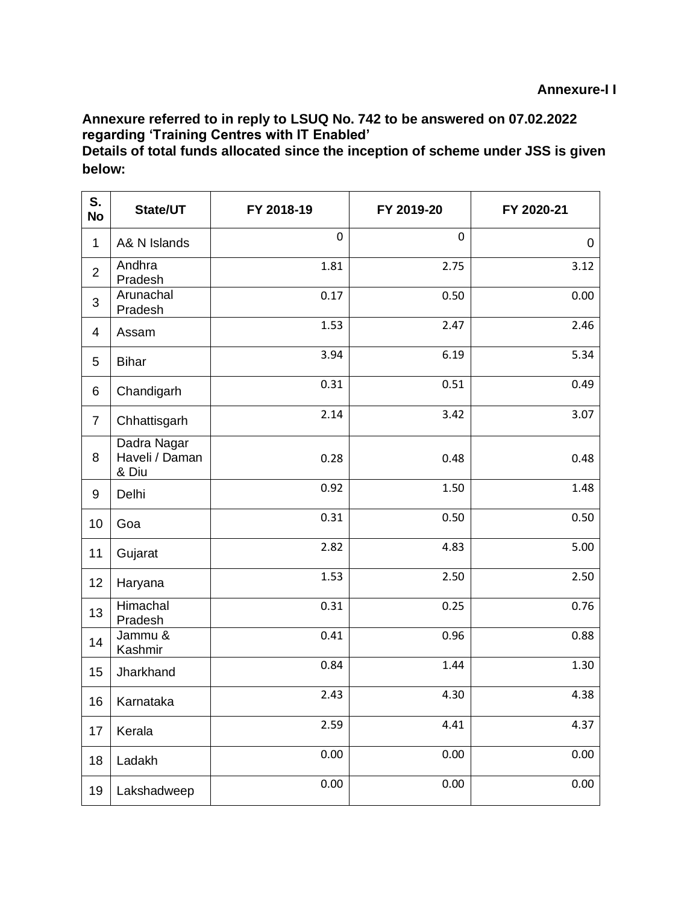**Annexure-I I**

**Annexure referred to in reply to LSUQ No. 742 to be answered on 07.02.2022 regarding 'Training Centres with IT Enabled'**

**Details of total funds allocated since the inception of scheme under JSS is given below:**

| S. No | State/UT | FY 2018-19 | FY 2019-20 | FY 2020-21 |
|---|---|---|---|---|
| 1 | A& N Islands | 0 | 0 | 0 |
| 2 | Andhra Pradesh | 1.81 | 2.75 | 3.12 |
| 3 | Arunachal Pradesh | 0.17 | 0.50 | 0.00 |
| 4 | Assam | 1.53 | 2.47 | 2.46 |
| 5 | Bihar | 3.94 | 6.19 | 5.34 |
| 6 | Chandigarh | 0.31 | 0.51 | 0.49 |
| 7 | Chhattisgarh | 2.14 | 3.42 | 3.07 |
| 8 | Dadra Nagar Haveli / Daman & Diu | 0.28 | 0.48 | 0.48 |
| 9 | Delhi | 0.92 | 1.50 | 1.48 |
| 10 | Goa | 0.31 | 0.50 | 0.50 |
| 11 | Gujarat | 2.82 | 4.83 | 5.00 |
| 12 | Haryana | 1.53 | 2.50 | 2.50 |
| 13 | Himachal Pradesh | 0.31 | 0.25 | 0.76 |
| 14 | Jammu & Kashmir | 0.41 | 0.96 | 0.88 |
| 15 | Jharkhand | 0.84 | 1.44 | 1.30 |
| 16 | Karnataka | 2.43 | 4.30 | 4.38 |
| 17 | Kerala | 2.59 | 4.41 | 4.37 |
| 18 | Ladakh | 0.00 | 0.00 | 0.00 |
| 19 | Lakshadweep | 0.00 | 0.00 | 0.00 |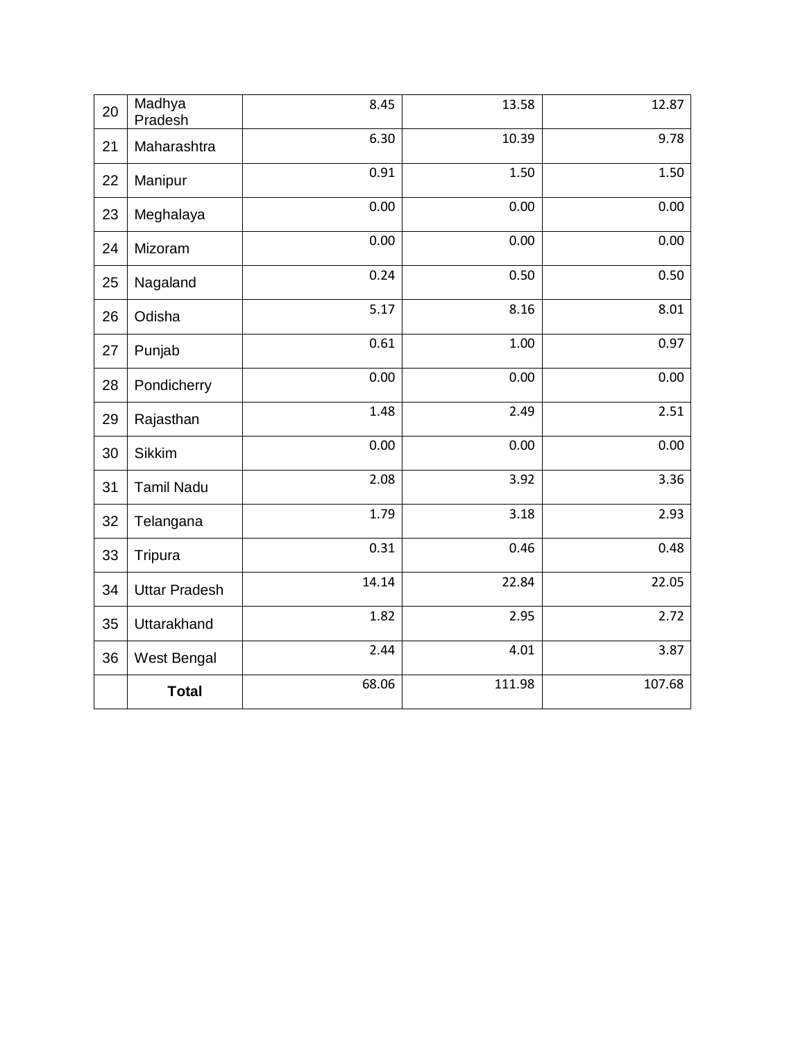| | | | | |
|---|---|---|---|---|
| 20 | Madhya Pradesh | 8.45 | 13.58 | 12.87 |
| 21 | Maharashtra | 6.30 | 10.39 | 9.78 |
| 22 | Manipur | 0.91 | 1.50 | 1.50 |
| 23 | Meghalaya | 0.00 | 0.00 | 0.00 |
| 24 | Mizoram | 0.00 | 0.00 | 0.00 |
| 25 | Nagaland | 0.24 | 0.50 | 0.50 |
| 26 | Odisha | 5.17 | 8.16 | 8.01 |
| 27 | Punjab | 0.61 | 1.00 | 0.97 |
| 28 | Pondicherry | 0.00 | 0.00 | 0.00 |
| 29 | Rajasthan | 1.48 | 2.49 | 2.51 |
| 30 | Sikkim | 0.00 | 0.00 | 0.00 |
| 31 | Tamil Nadu | 2.08 | 3.92 | 3.36 |
| 32 | Telangana | 1.79 | 3.18 | 2.93 |
| 33 | Tripura | 0.31 | 0.46 | 0.48 |
| 34 | Uttar Pradesh | 14.14 | 22.84 | 22.05 |
| 35 | Uttarakhand | 1.82 | 2.95 | 2.72 |
| 36 | West Bengal | 2.44 | 4.01 | 3.87 |
| | **Total** | 68.06 | 111.98 | 107.68 |